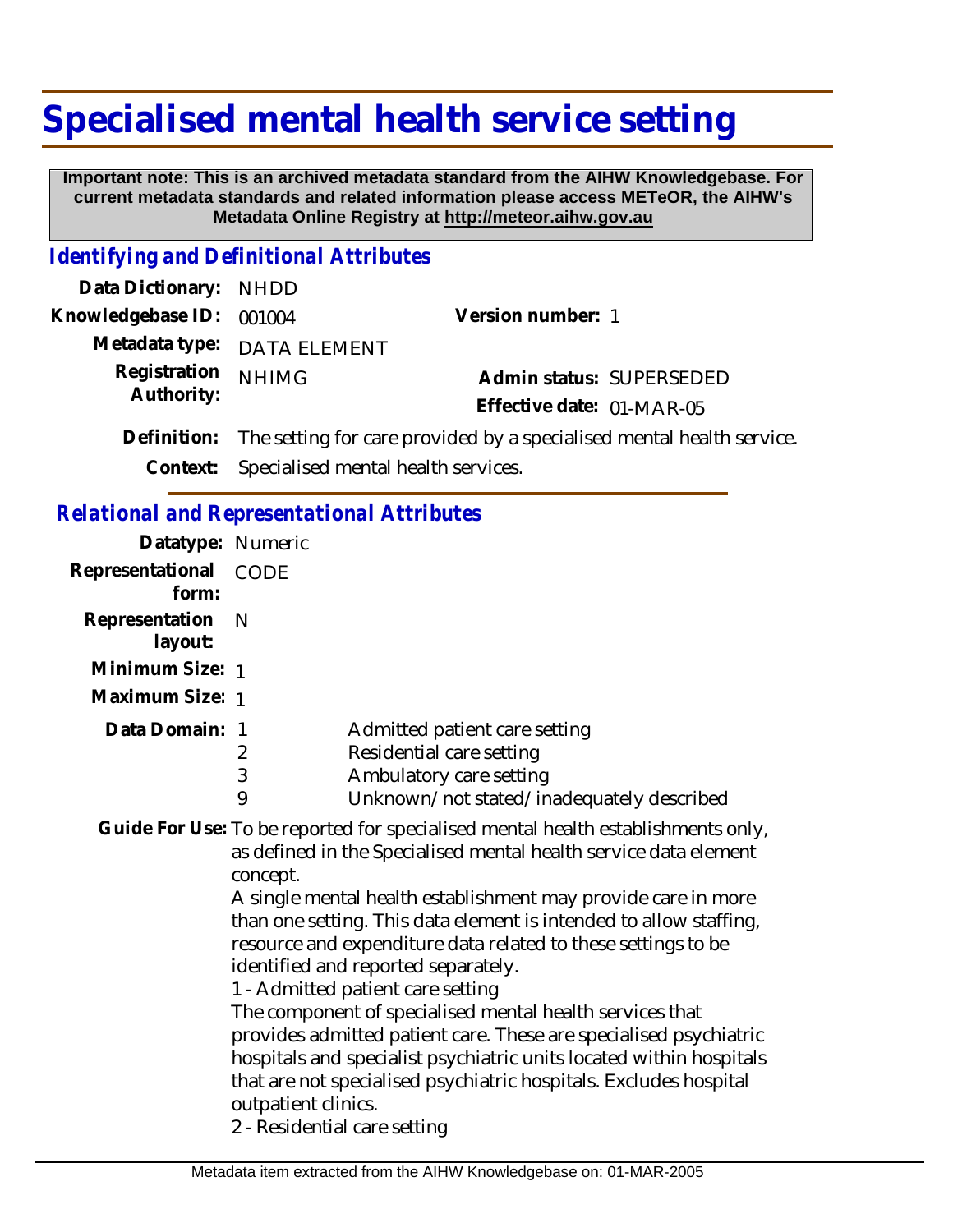# Specialised mental health service setting

**Important note: This is an archived metadata standard from the AIHW Knowledgebase. For current metadata standards and related information please access METeOR, the AIHW's Metadata Online Registry at http://meteor.aihw.gov.au**

## *Identifying and Definitional Attributes*

**Data Dictionary:** NHDD

**Knowledgebase ID:** 001004

**Version number:** 1

**Metadata type:** DATA ELEMENT

**Registration Authority:** NHIMG

**Admin status:** SUPERSEDED

**Effective date:** 01-MAR-05

**Definition:** The setting for care provided by a specialised mental health service.

**Context:** Specialised mental health services.

## *Relational and Representational Attributes*

**Datatype:** Numeric

**Representational form:** CODE

**Representation layout:** N

**Minimum Size:** 1

**Maximum Size:** 1

**Data Domain:**

| Code | Description |
|---|---|
| 1 | Admitted patient care setting |
| 2 | Residential care setting |
| 3 | Ambulatory care setting |
| 9 | Unknown/not stated/inadequately described |

**Guide For Use:** To be reported for specialised mental health establishments only, as defined in the Specialised mental health service data element concept.

A single mental health establishment may provide care in more than one setting. This data element is intended to allow staffing, resource and expenditure data related to these settings to be identified and reported separately.

1 - Admitted patient care setting

The component of specialised mental health services that provides admitted patient care. These are specialised psychiatric hospitals and specialist psychiatric units located within hospitals that are not specialised psychiatric hospitals. Excludes hospital outpatient clinics.

2 - Residential care setting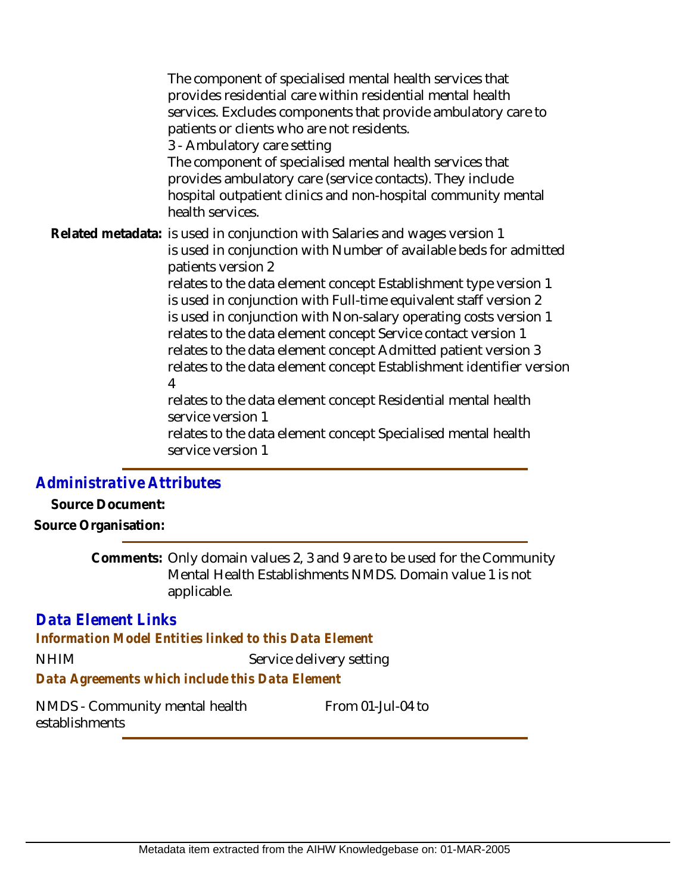The component of specialised mental health services that provides residential care within residential mental health services. Excludes components that provide ambulatory care to patients or clients who are not residents.

3 - Ambulatory care setting

The component of specialised mental health services that provides ambulatory care (service contacts). They include hospital outpatient clinics and non-hospital community mental health services.

**Related metadata:** is used in conjunction with Salaries and wages version 1
is used in conjunction with Number of available beds for admitted patients version 2
relates to the data element concept Establishment type version 1
is used in conjunction with Full-time equivalent staff version 2
is used in conjunction with Non-salary operating costs version 1
relates to the data element concept Service contact version 1
relates to the data element concept Admitted patient version 3
relates to the data element concept Establishment identifier version 4
relates to the data element concept Residential mental health service version 1
relates to the data element concept Specialised mental health service version 1

## Administrative Attributes

**Source Document:**

**Source Organisation:**

**Comments:** Only domain values 2, 3 and 9 are to be used for the Community Mental Health Establishments NMDS. Domain value 1 is not applicable.

## Data Element Links

### Information Model Entities linked to this Data Element

| | |
|---|---|
| NHIM | Service delivery setting |

### Data Agreements which include this Data Element

| | |
|---|---|
| NMDS - Community mental health establishments | From 01-Jul-04 to |